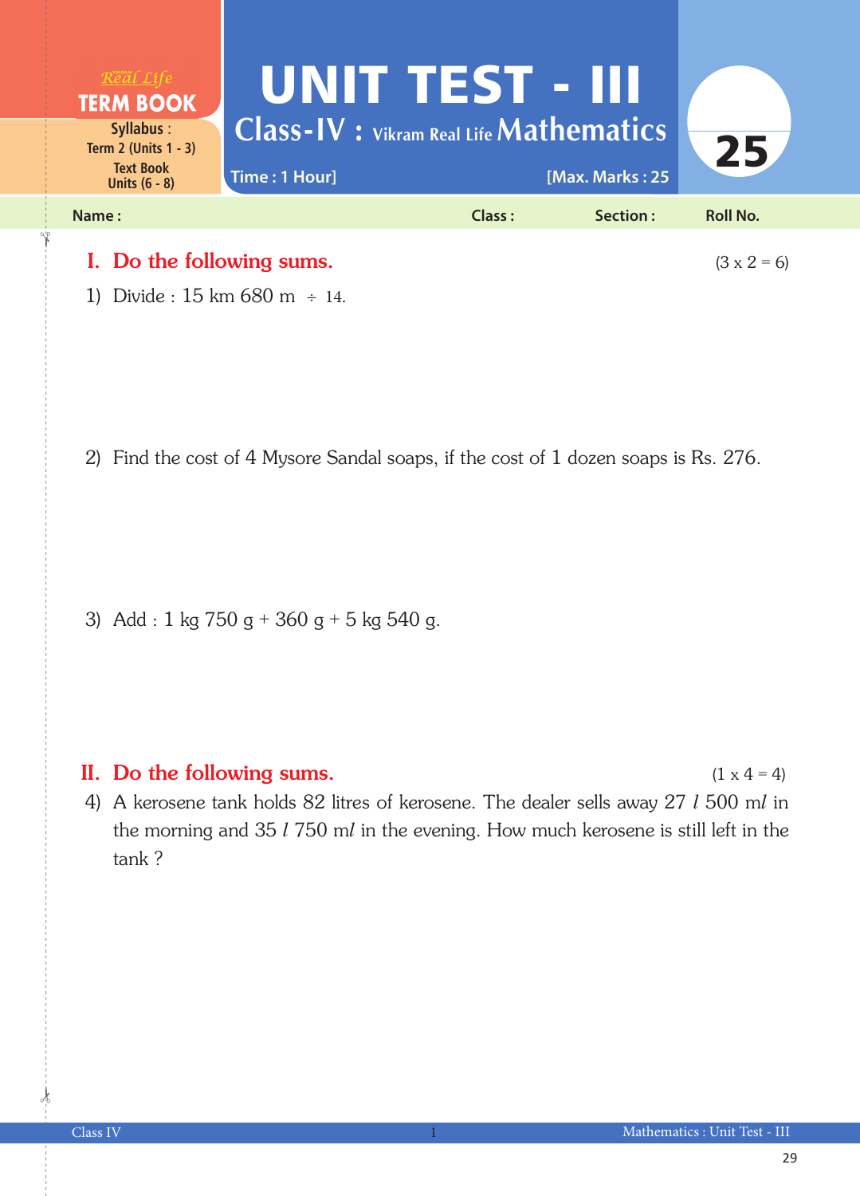Real Life
**TERM BOOK**
**Syllabus :** Term 2 (Units 1 - 3)
Text Book Units (6 - 8)

# UNIT TEST - III

## Class-IV : Vikram Real Life Mathematics

**25**

Time : 1 Hour] [Max. Marks : 25

**Name :** **Class :** **Section :** **Roll No.**

## I. Do the following sums. (3 x 2 = 6)

1) Divide : 15 km 680 m ÷ 14.

2) Find the cost of 4 Mysore Sandal soaps, if the cost of 1 dozen soaps is Rs. 276.

3) Add : 1 kg 750 g + 360 g + 5 kg 540 g.

## II. Do the following sums. (1 x 4 = 4)

4) A kerosene tank holds 82 litres of kerosene. The dealer sells away 27 *l* 500 m*l* in the morning and 35 *l* 750 m*l* in the evening. How much kerosene is still left in the tank ?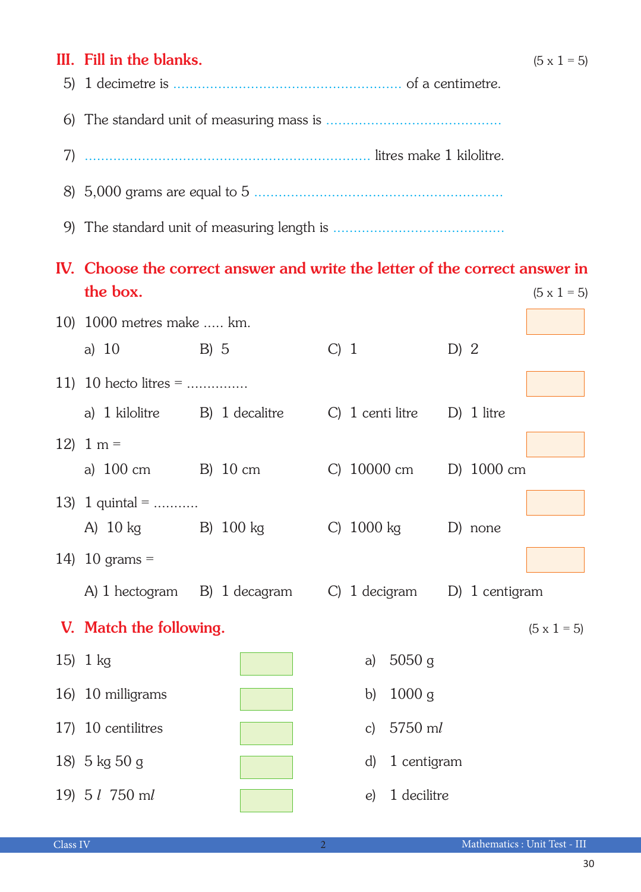## III. Fill in the blanks. (5 x 1 = 5)

5) 1 decimetre is .......................................................... of a centimetre.

6) The standard unit of measuring mass is ..........................................

7) ..................................................................... litres make 1 kilolitre.

8) 5,000 grams are equal to 5 ..........................................................

9) The standard unit of measuring length is ..........................................

## IV. Choose the correct answer and write the letter of the correct answer in the box. (5 x 1 = 5)

10) 1000 metres make ..... km.

a) 10 B) 5 C) 1 D) 2

11) 10 hecto litres = ..............

a) 1 kilolitre B) 1 decalitre C) 1 centi litre D) 1 litre

12) 1 m =

a) 100 cm B) 10 cm C) 10000 cm D) 1000 cm

13) 1 quintal = ...........

A) 10 kg B) 100 kg C) 1000 kg D) none

14) 10 grams =

A) 1 hectogram B) 1 decagram C) 1 decigram D) 1 centigram

## V. Match the following. (5 x 1 = 5)

| | | |
|---|---|---|
| 15) 1 kg | | a) 5050 g |
| 16) 10 milligrams | | b) 1000 g |
| 17) 10 centilitres | | c) 5750 ml |
| 18) 5 kg 50 g | | d) 1 centigram |
| 19) 5 l 750 ml | | e) 1 decilitre |